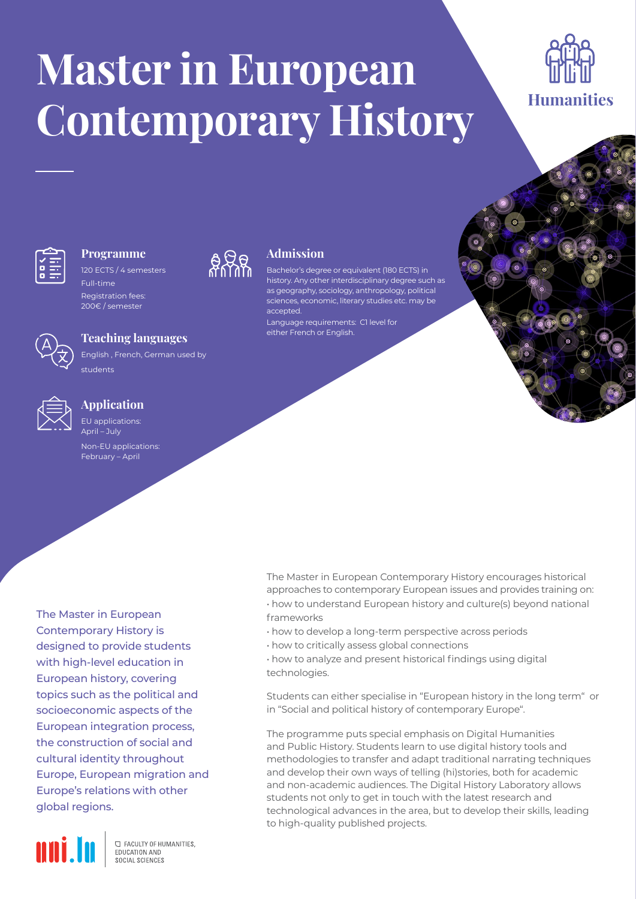# Master in European Contemporary History

Humanities

### Programme

120 ECTS / 4 semesters

Full-time

Registration fees: 200€ / semester

### Teaching languages

English , French, German used by students

### Application

EU applications: April – July

Non-EU applications: February – April

### Admission

Bachelor's degree or equivalent (180 ECTS) in history. Any other interdisciplinary degree such as as geography, sociology, anthropology, political sciences, economic, literary studies etc. may be accepted.

Language requirements: C1 level for either French or English.

The Master in European Contemporary History is designed to provide students with high-level education in European history, covering topics such as the political and socioeconomic aspects of the European integration process, the construction of social and cultural identity throughout Europe, European migration and Europe's relations with other global regions.

The Master in European Contemporary History encourages historical approaches to contemporary European issues and provides training on:

- how to understand European history and culture(s) beyond national frameworks
- how to develop a long-term perspective across periods
- how to critically assess global connections
- how to analyze and present historical findings using digital technologies.

Students can either specialise in "European history in the long term" or in "Social and political history of contemporary Europe".

The programme puts special emphasis on Digital Humanities and Public History. Students learn to use digital history tools and methodologies to transfer and adapt traditional narrating techniques and develop their own ways of telling (hi)stories, both for academic and non-academic audiences. The Digital History Laboratory allows students not only to get in touch with the latest research and technological advances in the area, but to develop their skills, leading to high-quality published projects.

uni.lu | FACULTY OF HUMANITIES, EDUCATION AND SOCIAL SCIENCES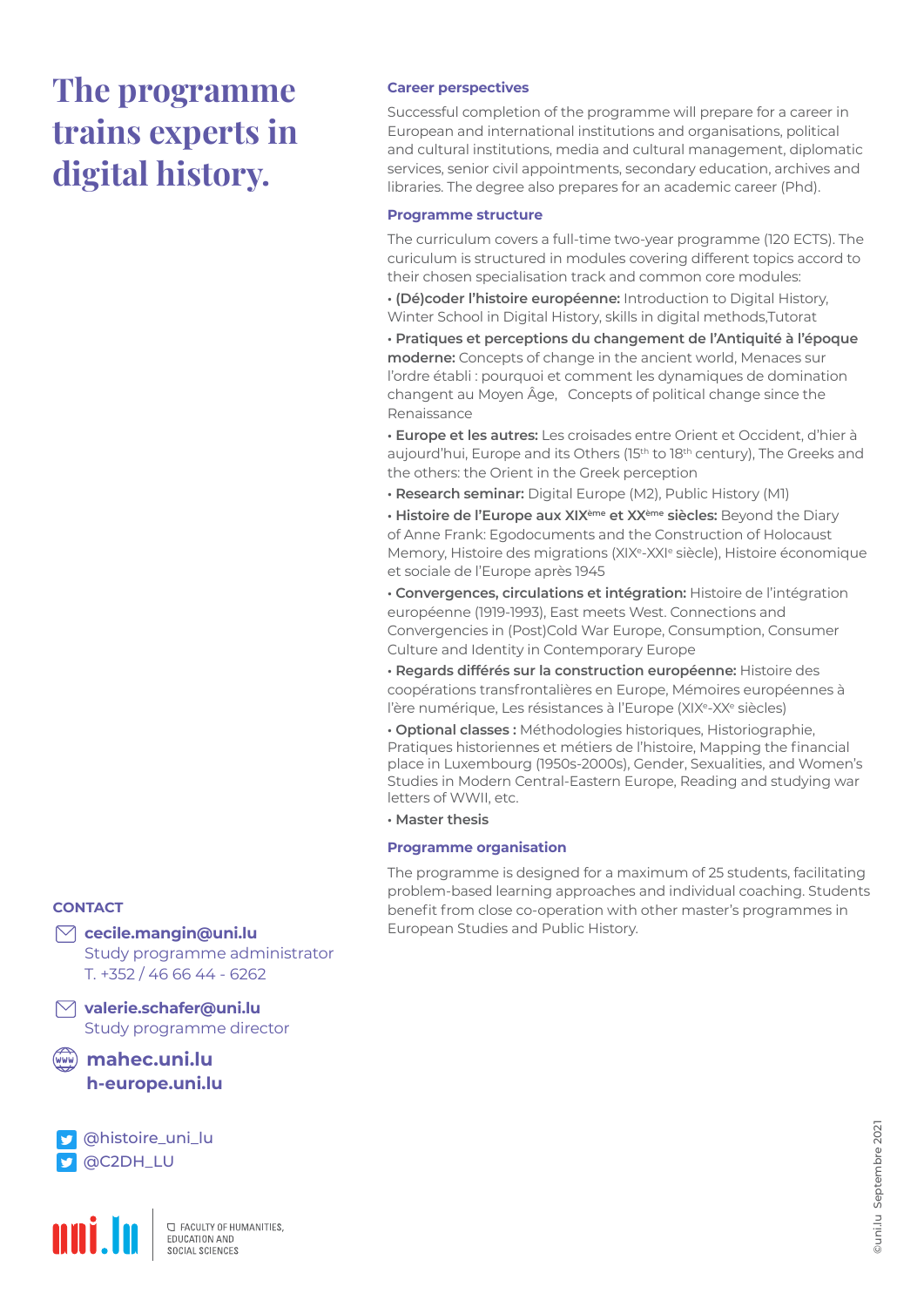# The programme trains experts in digital history.

### Career perspectives

Successful completion of the programme will prepare for a career in European and international institutions and organisations, political and cultural institutions, media and cultural management, diplomatic services, senior civil appointments, secondary education, archives and libraries. The degree also prepares for an academic career (Phd).

### Programme structure

The curriculum covers a full-time two-year programme (120 ECTS). The curriculum is structured in modules covering different topics accord to their chosen specialisation track and common core modules:

- **(Dé)coder l'histoire européenne:** Introduction to Digital History, Winter School in Digital History, skills in digital methods,Tutorat
- **Pratiques et perceptions du changement de l'Antiquité à l'époque moderne:** Concepts of change in the ancient world, Menaces sur l'ordre établi : pourquoi et comment les dynamiques de domination changent au Moyen Âge, Concepts of political change since the Renaissance
- **Europe et les autres:** Les croisades entre Orient et Occident, d'hier à aujourd'hui, Europe and its Others (15th to 18th century), The Greeks and the others: the Orient in the Greek perception
- **Research seminar:** Digital Europe (M2), Public History (M1)
- **Histoire de l'Europe aux XIXème et XXème siècles:** Beyond the Diary of Anne Frank: Egodocuments and the Construction of Holocaust Memory, Histoire des migrations (XIXe-XXIe siècle), Histoire économique et sociale de l'Europe après 1945
- **Convergences, circulations et intégration:** Histoire de l'intégration européenne (1919-1993), East meets West. Connections and Convergencies in (Post)Cold War Europe, Consumption, Consumer Culture and Identity in Contemporary Europe
- **Regards différés sur la construction européenne:** Histoire des coopérations transfrontalières en Europe, Mémoires européennes à l'ère numérique, Les résistances à l'Europe (XIXe-XXe siècles)
- **Optional classes :** Méthodologies historiques, Historiographie, Pratiques historiennes et métiers de l'histoire, Mapping the financial place in Luxembourg (1950s-2000s), Gender, Sexualities, and Women's Studies in Modern Central-Eastern Europe, Reading and studying war letters of WWII, etc.
- **Master thesis**

### Programme organisation

The programme is designed for a maximum of 25 students, facilitating problem-based learning approaches and individual coaching. Students benefit from close co-operation with other master's programmes in European Studies and Public History.

### CONTACT

**cecile.mangin@uni.lu**
Study programme administrator
T. +352 / 46 66 44 - 6262

**valerie.schafer@uni.lu**
Study programme director

**mahec.uni.lu**
**h-europe.uni.lu**

@histoire_uni_lu
@C2DH_LU

uni.lu | FACULTY OF HUMANITIES, EDUCATION AND SOCIAL SCIENCES

©uni.lu Septembre 2021